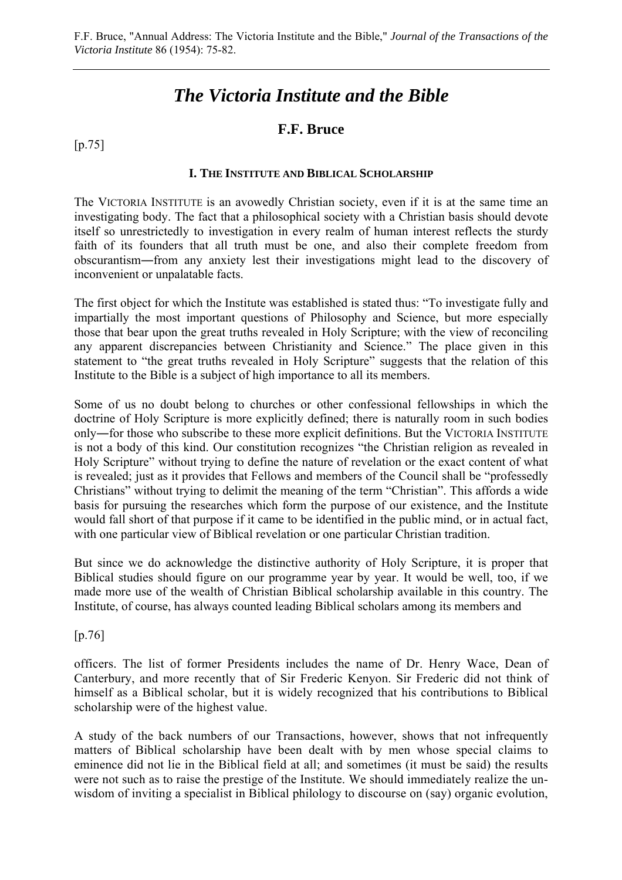F.F. Bruce, "Annual Address: The Victoria Institute and the Bible," *Journal of the Transactions of the Victoria Institute* 86 (1954): 75-82.

# *The Victoria Institute and the Bible*

## F.F. Bruce

[p.75]

### I. The Institute and Biblical Scholarship

The Victoria Institute is an avowedly Christian society, even if it is at the same time an investigating body. The fact that a philosophical society with a Christian basis should devote itself so unrestrictedly to investigation in every realm of human interest reflects the sturdy faith of its founders that all truth must be one, and also their complete freedom from obscurantism―from any anxiety lest their investigations might lead to the discovery of inconvenient or unpalatable facts.

The first object for which the Institute was established is stated thus: "To investigate fully and impartially the most important questions of Philosophy and Science, but more especially those that bear upon the great truths revealed in Holy Scripture; with the view of reconciling any apparent discrepancies between Christianity and Science." The place given in this statement to "the great truths revealed in Holy Scripture" suggests that the relation of this Institute to the Bible is a subject of high importance to all its members.

Some of us no doubt belong to churches or other confessional fellowships in which the doctrine of Holy Scripture is more explicitly defined; there is naturally room in such bodies only―for those who subscribe to these more explicit definitions. But the Victoria Institute is not a body of this kind. Our constitution recognizes "the Christian religion as revealed in Holy Scripture" without trying to define the nature of revelation or the exact content of what is revealed; just as it provides that Fellows and members of the Council shall be "professedly Christians" without trying to delimit the meaning of the term "Christian". This affords a wide basis for pursuing the researches which form the purpose of our existence, and the Institute would fall short of that purpose if it came to be identified in the public mind, or in actual fact, with one particular view of Biblical revelation or one particular Christian tradition.

But since we do acknowledge the distinctive authority of Holy Scripture, it is proper that Biblical studies should figure on our programme year by year. It would be well, too, if we made more use of the wealth of Christian Biblical scholarship available in this country. The Institute, of course, has always counted leading Biblical scholars among its members and

[p.76]

officers. The list of former Presidents includes the name of Dr. Henry Wace, Dean of Canterbury, and more recently that of Sir Frederic Kenyon. Sir Frederic did not think of himself as a Biblical scholar, but it is widely recognized that his contributions to Biblical scholarship were of the highest value.

A study of the back numbers of our Transactions, however, shows that not infrequently matters of Biblical scholarship have been dealt with by men whose special claims to eminence did not lie in the Biblical field at all; and sometimes (it must be said) the results were not such as to raise the prestige of the Institute. We should immediately realize the un-wisdom of inviting a specialist in Biblical philology to discourse on (say) organic evolution,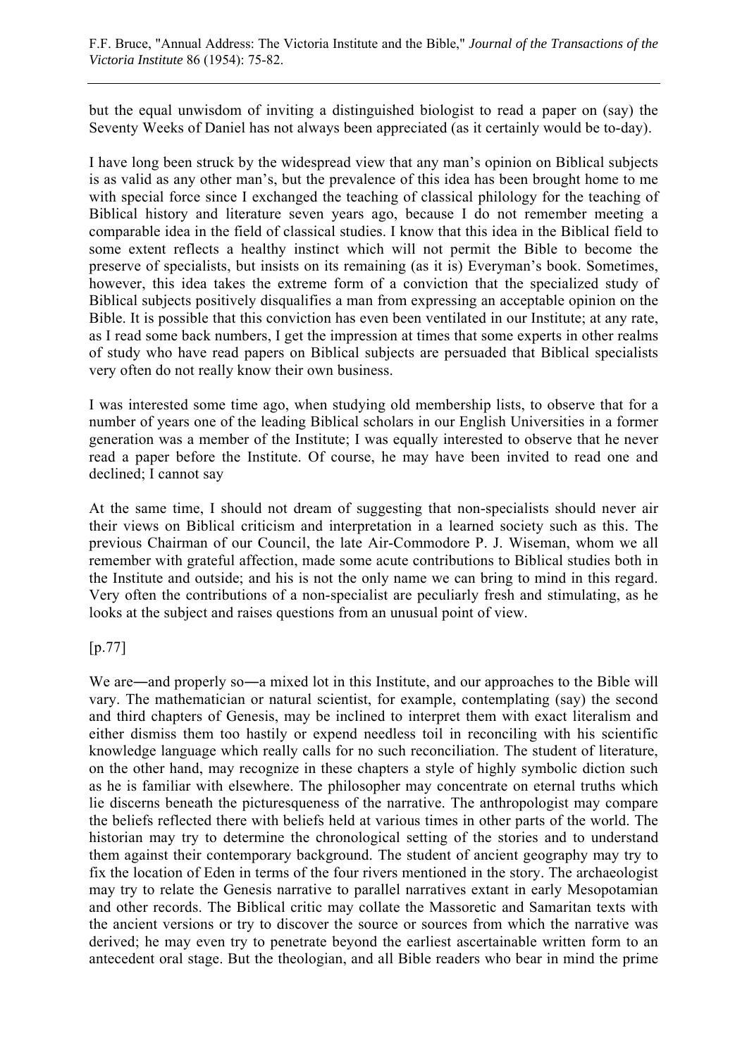but the equal unwisdom of inviting a distinguished biologist to read a paper on (say) the Seventy Weeks of Daniel has not always been appreciated (as it certainly would be to-day).

I have long been struck by the widespread view that any man's opinion on Biblical subjects is as valid as any other man's, but the prevalence of this idea has been brought home to me with special force since I exchanged the teaching of classical philology for the teaching of Biblical history and literature seven years ago, because I do not remember meeting a comparable idea in the field of classical studies. I know that this idea in the Biblical field to some extent reflects a healthy instinct which will not permit the Bible to become the preserve of specialists, but insists on its remaining (as it is) Everyman's book. Sometimes, however, this idea takes the extreme form of a conviction that the specialized study of Biblical subjects positively disqualifies a man from expressing an acceptable opinion on the Bible. It is possible that this conviction has even been ventilated in our Institute; at any rate, as I read some back numbers, I get the impression at times that some experts in other realms of study who have read papers on Biblical subjects are persuaded that Biblical specialists very often do not really know their own business.

I was interested some time ago, when studying old membership lists, to observe that for a number of years one of the leading Biblical scholars in our English Universities in a former generation was a member of the Institute; I was equally interested to observe that he never read a paper before the Institute. Of course, he may have been invited to read one and declined; I cannot say

At the same time, I should not dream of suggesting that non-specialists should never air their views on Biblical criticism and interpretation in a learned society such as this. The previous Chairman of our Council, the late Air-Commodore P. J. Wiseman, whom we all remember with grateful affection, made some acute contributions to Biblical studies both in the Institute and outside; and his is not the only name we can bring to mind in this regard. Very often the contributions of a non-specialist are peculiarly fresh and stimulating, as he looks at the subject and raises questions from an unusual point of view.

[p.77]

We are—and properly so—a mixed lot in this Institute, and our approaches to the Bible will vary. The mathematician or natural scientist, for example, contemplating (say) the second and third chapters of Genesis, may be inclined to interpret them with exact literalism and either dismiss them too hastily or expend needless toil in reconciling with his scientific knowledge language which really calls for no such reconciliation. The student of literature, on the other hand, may recognize in these chapters a style of highly symbolic diction such as he is familiar with elsewhere. The philosopher may concentrate on eternal truths which lie discerns beneath the picturesqueness of the narrative. The anthropologist may compare the beliefs reflected there with beliefs held at various times in other parts of the world. The historian may try to determine the chronological setting of the stories and to understand them against their contemporary background. The student of ancient geography may try to fix the location of Eden in terms of the four rivers mentioned in the story. The archaeologist may try to relate the Genesis narrative to parallel narratives extant in early Mesopotamian and other records. The Biblical critic may collate the Massoretic and Samaritan texts with the ancient versions or try to discover the source or sources from which the narrative was derived; he may even try to penetrate beyond the earliest ascertainable written form to an antecedent oral stage. But the theologian, and all Bible readers who bear in mind the prime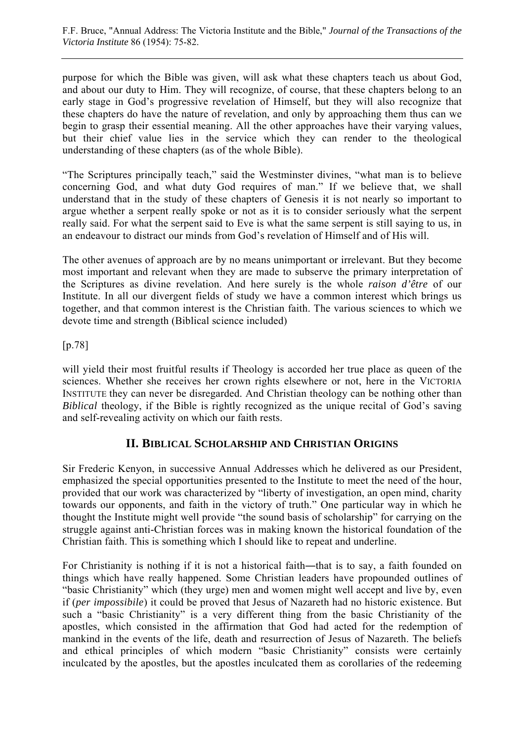purpose for which the Bible was given, will ask what these chapters teach us about God, and about our duty to Him. They will recognize, of course, that these chapters belong to an early stage in God's progressive revelation of Himself, but they will also recognize that these chapters do have the nature of revelation, and only by approaching them thus can we begin to grasp their essential meaning. All the other approaches have their varying values, but their chief value lies in the service which they can render to the theological understanding of these chapters (as of the whole Bible).

"The Scriptures principally teach," said the Westminster divines, "what man is to believe concerning God, and what duty God requires of man." If we believe that, we shall understand that in the study of these chapters of Genesis it is not nearly so important to argue whether a serpent really spoke or not as it is to consider seriously what the serpent really said. For what the serpent said to Eve is what the same serpent is still saying to us, in an endeavour to distract our minds from God's revelation of Himself and of His will.

The other avenues of approach are by no means unimportant or irrelevant. But they become most important and relevant when they are made to subserve the primary interpretation of the Scriptures as divine revelation. And here surely is the whole *raison d'être* of our Institute. In all our divergent fields of study we have a common interest which brings us together, and that common interest is the Christian faith. The various sciences to which we devote time and strength (Biblical science included)

[p.78]

will yield their most fruitful results if Theology is accorded her true place as queen of the sciences. Whether she receives her crown rights elsewhere or not, here in the VICTORIA INSTITUTE they can never be disregarded. And Christian theology can be nothing other than *Biblical* theology, if the Bible is rightly recognized as the unique recital of God's saving and self-revealing activity on which our faith rests.

## II. BIBLICAL SCHOLARSHIP AND CHRISTIAN ORIGINS

Sir Frederic Kenyon, in successive Annual Addresses which he delivered as our President, emphasized the special opportunities presented to the Institute to meet the need of the hour, provided that our work was characterized by "liberty of investigation, an open mind, charity towards our opponents, and faith in the victory of truth." One particular way in which he thought the Institute might well provide "the sound basis of scholarship" for carrying on the struggle against anti-Christian forces was in making known the historical foundation of the Christian faith. This is something which I should like to repeat and underline.

For Christianity is nothing if it is not a historical faith―that is to say, a faith founded on things which have really happened. Some Christian leaders have propounded outlines of "basic Christianity" which (they urge) men and women might well accept and live by, even if (*per impossibile*) it could be proved that Jesus of Nazareth had no historic existence. But such a "basic Christianity" is a very different thing from the basic Christianity of the apostles, which consisted in the affirmation that God had acted for the redemption of mankind in the events of the life, death and resurrection of Jesus of Nazareth. The beliefs and ethical principles of which modern "basic Christianity" consists were certainly inculcated by the apostles, but the apostles inculcated them as corollaries of the redeeming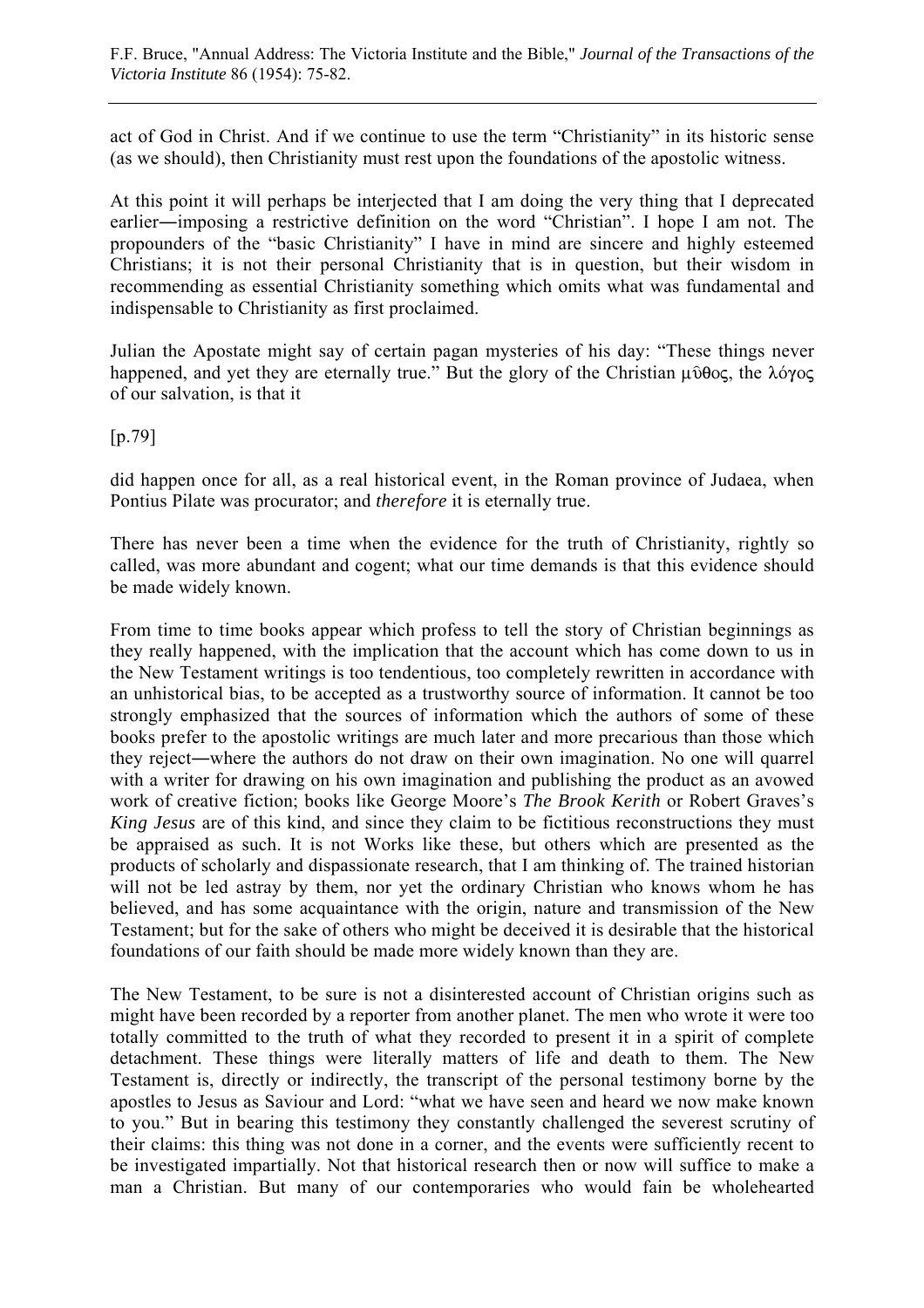act of God in Christ. And if we continue to use the term "Christianity" in its historic sense (as we should), then Christianity must rest upon the foundations of the apostolic witness.

At this point it will perhaps be interjected that I am doing the very thing that I deprecated earlier―imposing a restrictive definition on the word "Christian". I hope I am not. The propounders of the "basic Christianity" I have in mind are sincere and highly esteemed Christians; it is not their personal Christianity that is in question, but their wisdom in recommending as essential Christianity something which omits what was fundamental and indispensable to Christianity as first proclaimed.

Julian the Apostate might say of certain pagan mysteries of his day: "These things never happened, and yet they are eternally true." But the glory of the Christian μῦθος, the λόγος of our salvation, is that it

[p.79]

did happen once for all, as a real historical event, in the Roman province of Judaea, when Pontius Pilate was procurator; and *therefore* it is eternally true.

There has never been a time when the evidence for the truth of Christianity, rightly so called, was more abundant and cogent; what our time demands is that this evidence should be made widely known.

From time to time books appear which profess to tell the story of Christian beginnings as they really happened, with the implication that the account which has come down to us in the New Testament writings is too tendentious, too completely rewritten in accordance with an unhistorical bias, to be accepted as a trustworthy source of information. It cannot be too strongly emphasized that the sources of information which the authors of some of these books prefer to the apostolic writings are much later and more precarious than those which they reject―where the authors do not draw on their own imagination. No one will quarrel with a writer for drawing on his own imagination and publishing the product as an avowed work of creative fiction; books like George Moore's *The Brook Kerith* or Robert Graves's *King Jesus* are of this kind, and since they claim to be fictitious reconstructions they must be appraised as such. It is not Works like these, but others which are presented as the products of scholarly and dispassionate research, that I am thinking of. The trained historian will not be led astray by them, nor yet the ordinary Christian who knows whom he has believed, and has some acquaintance with the origin, nature and transmission of the New Testament; but for the sake of others who might be deceived it is desirable that the historical foundations of our faith should be made more widely known than they are.

The New Testament, to be sure is not a disinterested account of Christian origins such as might have been recorded by a reporter from another planet. The men who wrote it were too totally committed to the truth of what they recorded to present it in a spirit of complete detachment. These things were literally matters of life and death to them. The New Testament is, directly or indirectly, the transcript of the personal testimony borne by the apostles to Jesus as Saviour and Lord: "what we have seen and heard we now make known to you." But in bearing this testimony they constantly challenged the severest scrutiny of their claims: this thing was not done in a corner, and the events were sufficiently recent to be investigated impartially. Not that historical research then or now will suffice to make a man a Christian. But many of our contemporaries who would fain be wholehearted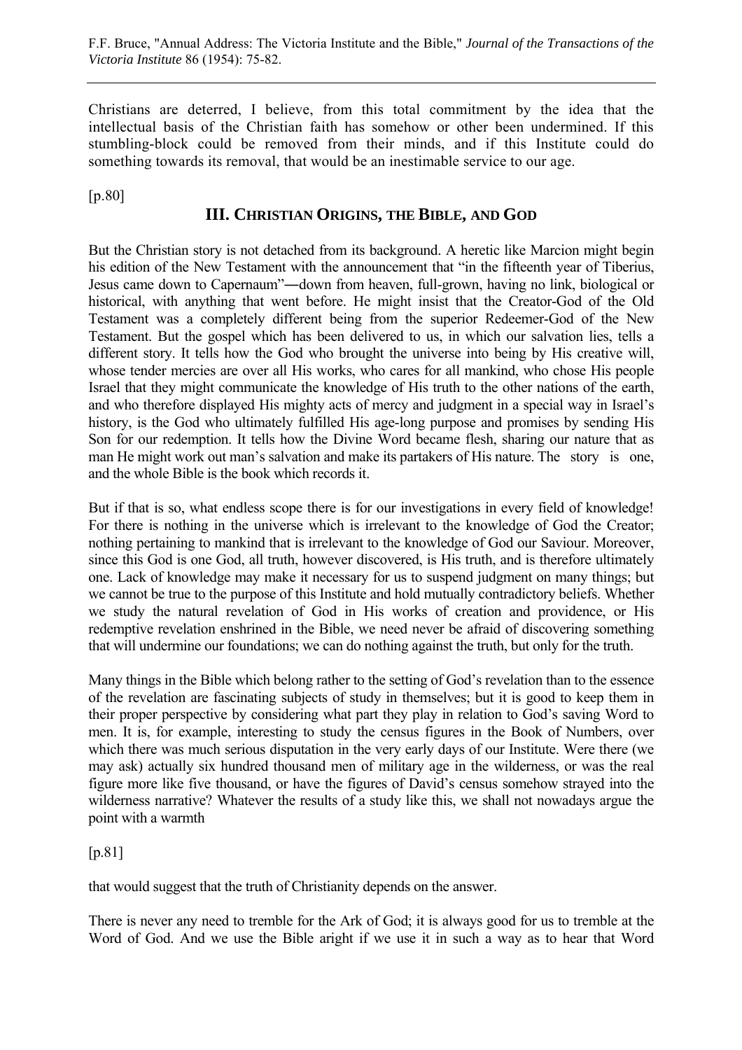Christians are deterred, I believe, from this total commitment by the idea that the intellectual basis of the Christian faith has somehow or other been undermined. If this stumbling-block could be removed from their minds, and if this Institute could do something towards its removal, that would be an inestimable service to our age.

[p.80]

## III. Christian Origins, the Bible, and God

But the Christian story is not detached from its background. A heretic like Marcion might begin his edition of the New Testament with the announcement that "in the fifteenth year of Tiberius, Jesus came down to Capernaum"—down from heaven, full-grown, having no link, biological or historical, with anything that went before. He might insist that the Creator-God of the Old Testament was a completely different being from the superior Redeemer-God of the New Testament. But the gospel which has been delivered to us, in which our salvation lies, tells a different story. It tells how the God who brought the universe into being by His creative will, whose tender mercies are over all His works, who cares for all mankind, who chose His people Israel that they might communicate the knowledge of His truth to the other nations of the earth, and who therefore displayed His mighty acts of mercy and judgment in a special way in Israel's history, is the God who ultimately fulfilled His age-long purpose and promises by sending His Son for our redemption. It tells how the Divine Word became flesh, sharing our nature that as man He might work out man's salvation and make its partakers of His nature. The story is one, and the whole Bible is the book which records it.

But if that is so, what endless scope there is for our investigations in every field of knowledge! For there is nothing in the universe which is irrelevant to the knowledge of God the Creator; nothing pertaining to mankind that is irrelevant to the knowledge of God our Saviour. Moreover, since this God is one God, all truth, however discovered, is His truth, and is therefore ultimately one. Lack of knowledge may make it necessary for us to suspend judgment on many things; but we cannot be true to the purpose of this Institute and hold mutually contradictory beliefs. Whether we study the natural revelation of God in His works of creation and providence, or His redemptive revelation enshrined in the Bible, we need never be afraid of discovering something that will undermine our foundations; we can do nothing against the truth, but only for the truth.

Many things in the Bible which belong rather to the setting of God's revelation than to the essence of the revelation are fascinating subjects of study in themselves; but it is good to keep them in their proper perspective by considering what part they play in relation to God's saving Word to men. It is, for example, interesting to study the census figures in the Book of Numbers, over which there was much serious disputation in the very early days of our Institute. Were there (we may ask) actually six hundred thousand men of military age in the wilderness, or was the real figure more like five thousand, or have the figures of David's census somehow strayed into the wilderness narrative? Whatever the results of a study like this, we shall not nowadays argue the point with a warmth

[p.81]

that would suggest that the truth of Christianity depends on the answer.

There is never any need to tremble for the Ark of God; it is always good for us to tremble at the Word of God. And we use the Bible aright if we use it in such a way as to hear that Word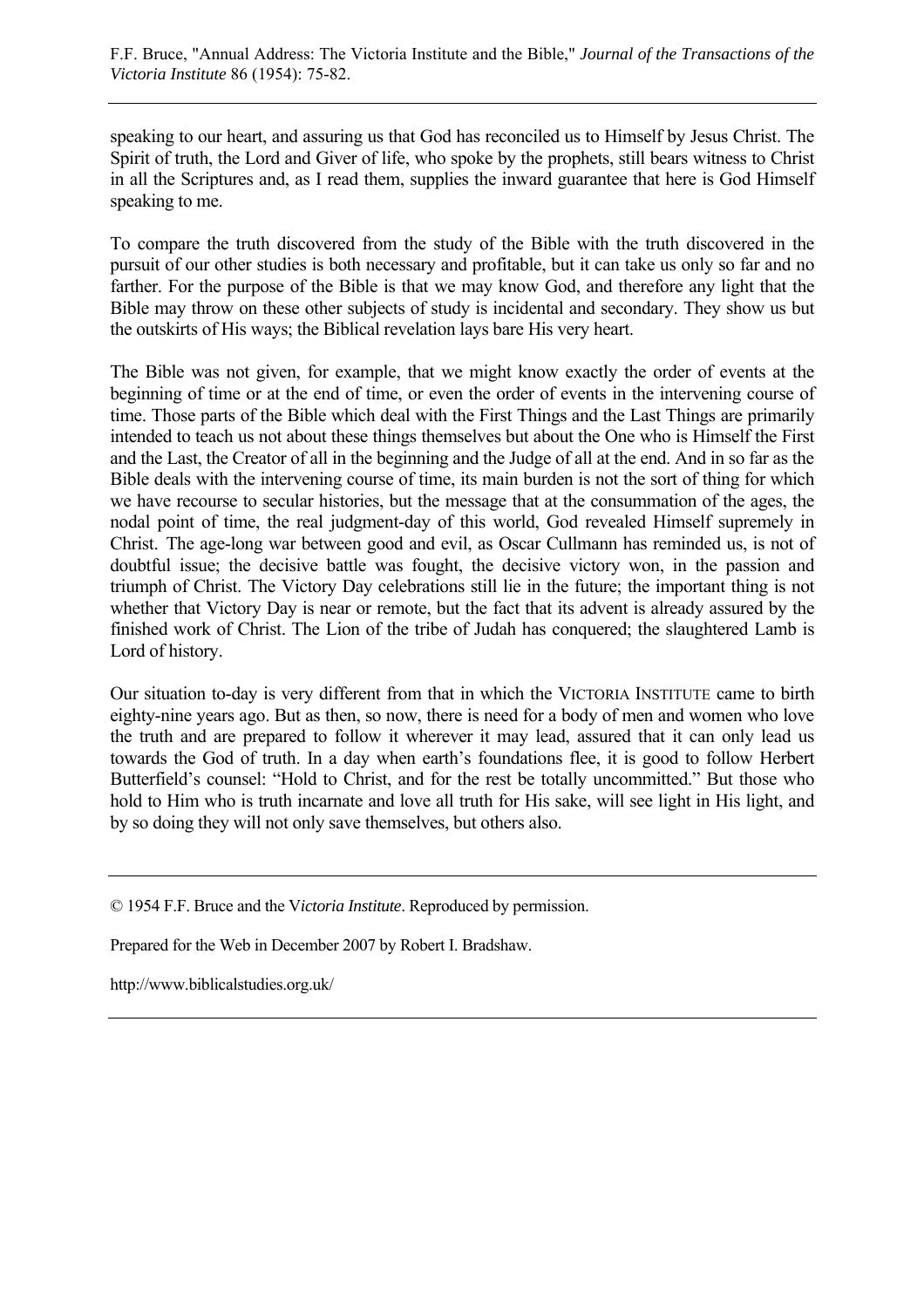speaking to our heart, and assuring us that God has reconciled us to Himself by Jesus Christ. The Spirit of truth, the Lord and Giver of life, who spoke by the prophets, still bears witness to Christ in all the Scriptures and, as I read them, supplies the inward guarantee that here is God Himself speaking to me.

To compare the truth discovered from the study of the Bible with the truth discovered in the pursuit of our other studies is both necessary and profitable, but it can take us only so far and no farther. For the purpose of the Bible is that we may know God, and therefore any light that the Bible may throw on these other subjects of study is incidental and secondary. They show us but the outskirts of His ways; the Biblical revelation lays bare His very heart.

The Bible was not given, for example, that we might know exactly the order of events at the beginning of time or at the end of time, or even the order of events in the intervening course of time. Those parts of the Bible which deal with the First Things and the Last Things are primarily intended to teach us not about these things themselves but about the One who is Himself the First and the Last, the Creator of all in the beginning and the Judge of all at the end. And in so far as the Bible deals with the intervening course of time, its main burden is not the sort of thing for which we have recourse to secular histories, but the message that at the consummation of the ages, the nodal point of time, the real judgment-day of this world, God revealed Himself supremely in Christ. The age-long war between good and evil, as Oscar Cullmann has reminded us, is not of doubtful issue; the decisive battle was fought, the decisive victory won, in the passion and triumph of Christ. The Victory Day celebrations still lie in the future; the important thing is not whether that Victory Day is near or remote, but the fact that its advent is already assured by the finished work of Christ. The Lion of the tribe of Judah has conquered; the slaughtered Lamb is Lord of history.

Our situation to-day is very different from that in which the VICTORIA INSTITUTE came to birth eighty-nine years ago. But as then, so now, there is need for a body of men and women who love the truth and are prepared to follow it wherever it may lead, assured that it can only lead us towards the God of truth. In a day when earth's foundations flee, it is good to follow Herbert Butterfield's counsel: "Hold to Christ, and for the rest be totally uncommitted." But those who hold to Him who is truth incarnate and love all truth for His sake, will see light in His light, and by so doing they will not only save themselves, but others also.

---

© 1954 F.F. Bruce and the V*ictoria Institute*. Reproduced by permission.

Prepared for the Web in December 2007 by Robert I. Bradshaw.

http://www.biblicalstudies.org.uk/